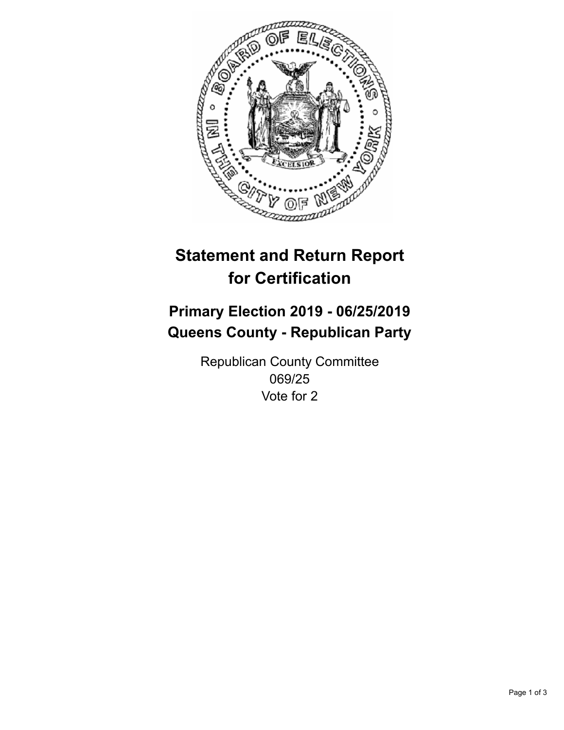# Statement and Return Report for Certification

## Primary Election 2019 - 06/25/2019
## Queens County - Republican Party

Republican County Committee
069/25
Vote for 2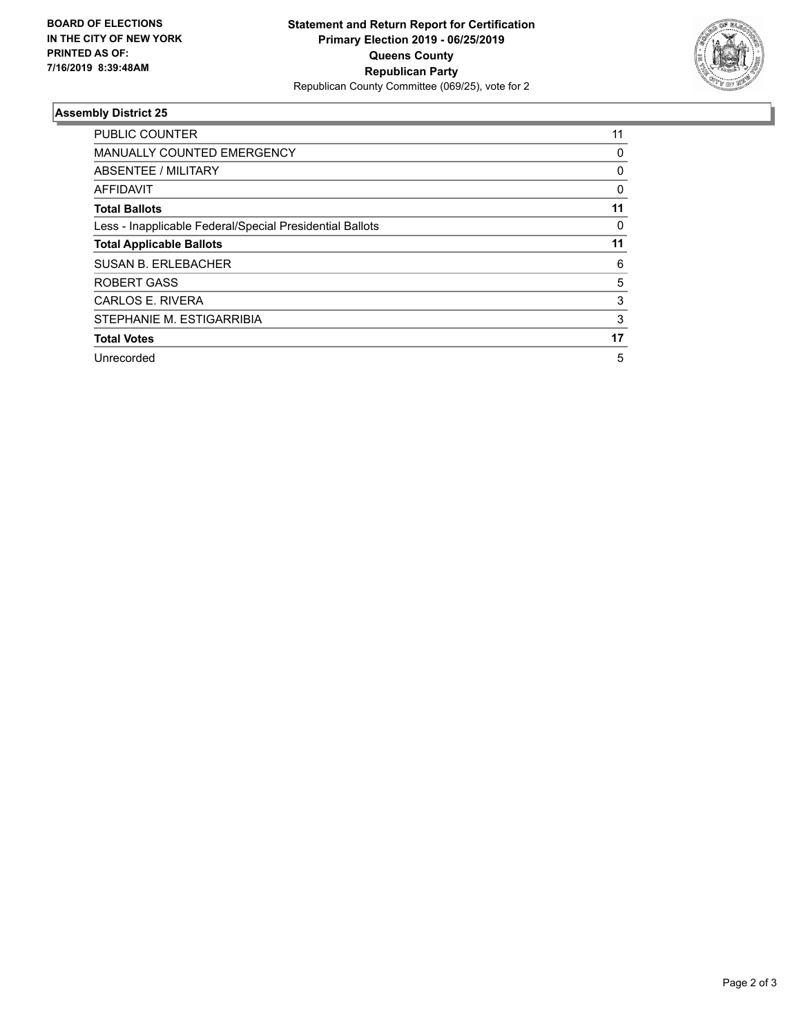**BOARD OF ELECTIONS IN THE CITY OF NEW YORK PRINTED AS OF: 7/16/2019 8:39:48AM**

**Statement and Return Report for Certification**
**Primary Election 2019 - 06/25/2019**
**Queens County**
**Republican Party**
Republican County Committee (069/25), vote for 2

## Assembly District 25

| | |
|---|---|
| PUBLIC COUNTER | 11 |
| MANUALLY COUNTED EMERGENCY | 0 |
| ABSENTEE / MILITARY | 0 |
| AFFIDAVIT | 0 |
| **Total Ballots** | **11** |
| Less - Inapplicable Federal/Special Presidential Ballots | 0 |
| **Total Applicable Ballots** | **11** |
| SUSAN B. ERLEBACHER | 6 |
| ROBERT GASS | 5 |
| CARLOS E. RIVERA | 3 |
| STEPHANIE M. ESTIGARRIBIA | 3 |
| **Total Votes** | **17** |
| Unrecorded | 5 |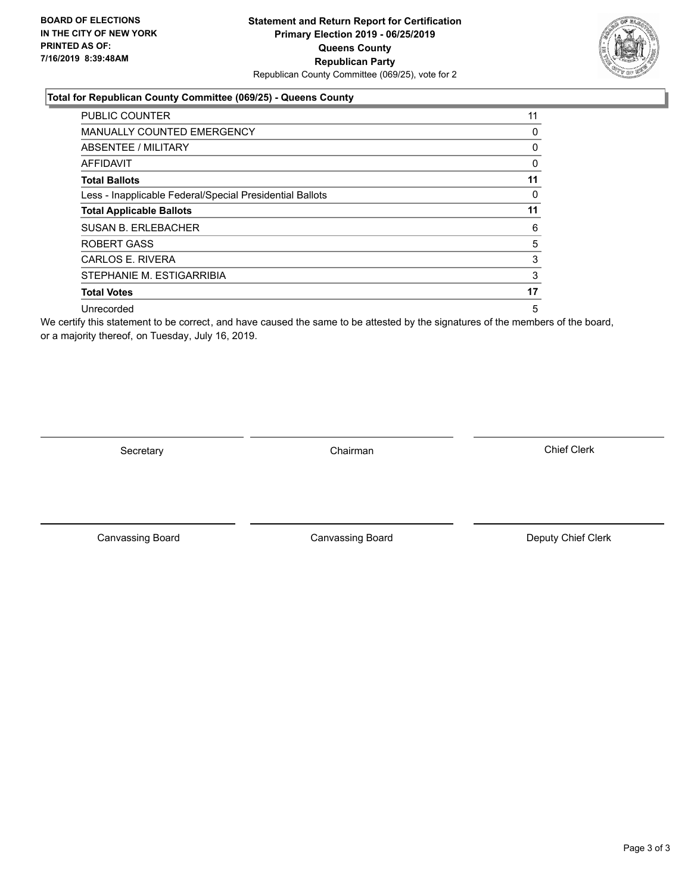**BOARD OF ELECTIONS IN THE CITY OF NEW YORK PRINTED AS OF: 7/16/2019 8:39:48AM**

**Statement and Return Report for Certification**
**Primary Election 2019 - 06/25/2019**
**Queens County**
**Republican Party**
Republican County Committee (069/25), vote for 2

**Total for Republican County Committee (069/25) - Queens County**

| | |
|---|---|
| PUBLIC COUNTER | 11 |
| MANUALLY COUNTED EMERGENCY | 0 |
| ABSENTEE / MILITARY | 0 |
| AFFIDAVIT | 0 |
| **Total Ballots** | **11** |
| Less - Inapplicable Federal/Special Presidential Ballots | 0 |
| **Total Applicable Ballots** | **11** |
| SUSAN B. ERLEBACHER | 6 |
| ROBERT GASS | 5 |
| CARLOS E. RIVERA | 3 |
| STEPHANIE M. ESTIGARRIBIA | 3 |
| **Total Votes** | **17** |
| Unrecorded | 5 |

We certify this statement to be correct, and have caused the same to be attested by the signatures of the members of the board, or a majority thereof, on Tuesday, July 16, 2019.

Secretary

Chairman

Chief Clerk

Canvassing Board

Canvassing Board

Deputy Chief Clerk